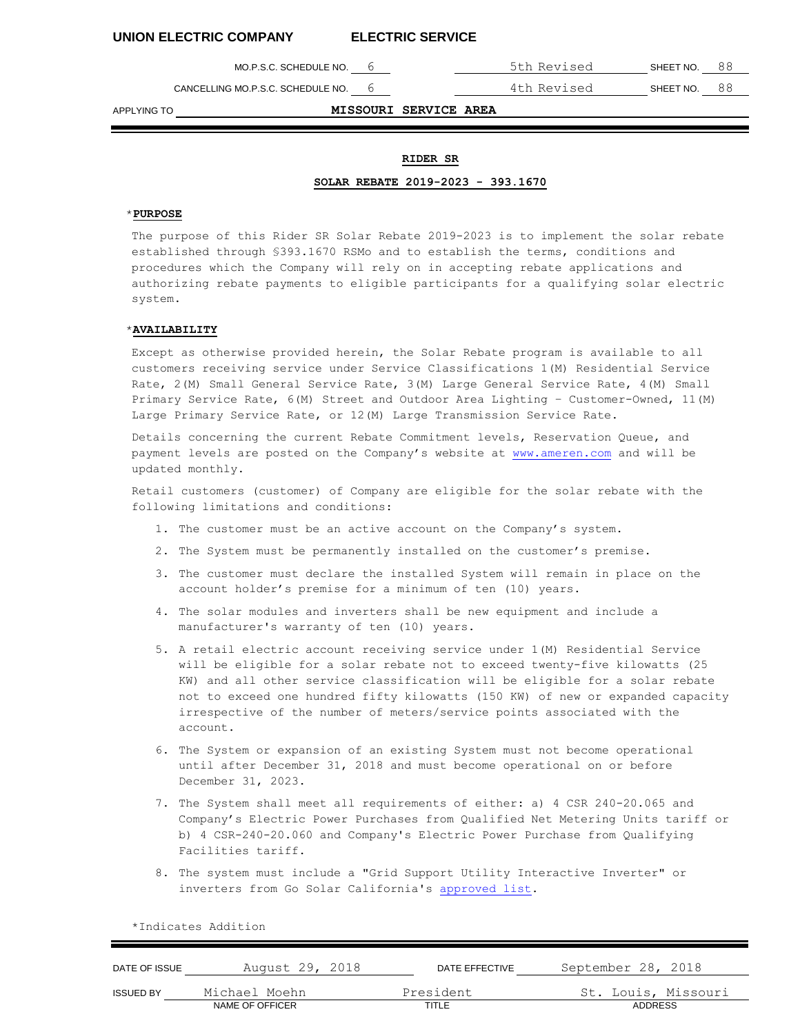UNION ELECTRIC COMPANY ELECTRIC SERVICE

| MO.P.S.C. SCHEDULE NO. 6 | 5th Revised | SHEET NO. 88 |
|---|---|---|
| CANCELLING MO.P.S.C. SCHEDULE NO. 6 | 4th Revised | SHEET NO. 88 |

APPLYING TO **MISSOURI SERVICE AREA**

**RIDER SR**

**SOLAR REBATE 2019-2023 - 393.1670**

*__PURPOSE__

The purpose of this Rider SR Solar Rebate 2019-2023 is to implement the solar rebate established through §393.1670 RSMo and to establish the terms, conditions and procedures which the Company will rely on in accepting rebate applications and authorizing rebate payments to eligible participants for a qualifying solar electric system.

*__AVAILABILITY__

Except as otherwise provided herein, the Solar Rebate program is available to all customers receiving service under Service Classifications 1(M) Residential Service Rate, 2(M) Small General Service Rate, 3(M) Large General Service Rate, 4(M) Small Primary Service Rate, 6(M) Street and Outdoor Area Lighting – Customer-Owned, 11(M) Large Primary Service Rate, or 12(M) Large Transmission Service Rate.

Details concerning the current Rebate Commitment levels, Reservation Queue, and payment levels are posted on the Company's website at www.ameren.com and will be updated monthly.

Retail customers (customer) of Company are eligible for the solar rebate with the following limitations and conditions:

1. The customer must be an active account on the Company's system.
2. The System must be permanently installed on the customer's premise.
3. The customer must declare the installed System will remain in place on the account holder's premise for a minimum of ten (10) years.
4. The solar modules and inverters shall be new equipment and include a manufacturer's warranty of ten (10) years.
5. A retail electric account receiving service under 1(M) Residential Service will be eligible for a solar rebate not to exceed twenty-five kilowatts (25 KW) and all other service classification will be eligible for a solar rebate not to exceed one hundred fifty kilowatts (150 KW) of new or expanded capacity irrespective of the number of meters/service points associated with the account.
6. The System or expansion of an existing System must not become operational until after December 31, 2018 and must become operational on or before December 31, 2023.
7. The System shall meet all requirements of either: a) 4 CSR 240-20.065 and Company's Electric Power Purchases from Qualified Net Metering Units tariff or b) 4 CSR-240-20.060 and Company's Electric Power Purchase from Qualifying Facilities tariff.
8. The system must include a "Grid Support Utility Interactive Inverter" or inverters from Go Solar California's approved list.

*Indicates Addition

| DATE OF ISSUE | August 29, 2018 | DATE EFFECTIVE | September 28, 2018 |
|---|---|---|---|
| ISSUED BY | Michael Moehn | President | St. Louis, Missouri |
| | NAME OF OFFICER | TITLE | ADDRESS |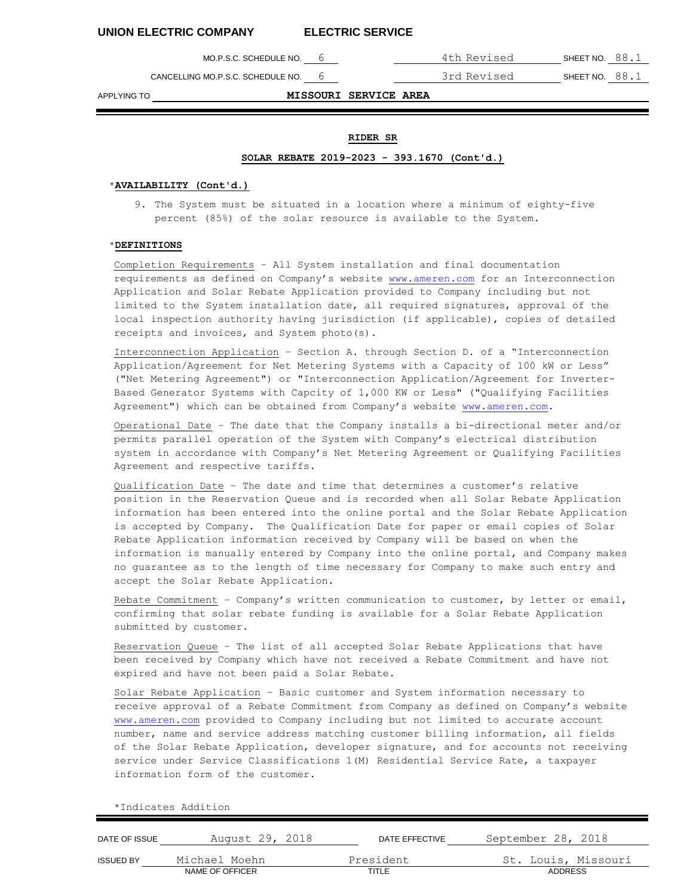UNION ELECTRIC COMPANY ELECTRIC SERVICE

MO.P.S.C. SCHEDULE NO. 6 — 4th Revised — SHEET NO. 88.1

CANCELLING MO.P.S.C. SCHEDULE NO. 6 — 3rd Revised — SHEET NO. 88.1

APPLYING TO MISSOURI SERVICE AREA

## RIDER SR

### SOLAR REBATE 2019-2023 - 393.1670 (Cont'd.)

*__AVAILABILITY (Cont'd.)__

9. The System must be situated in a location where a minimum of eighty-five percent (85%) of the solar resource is available to the System.

*__DEFINITIONS__

Completion Requirements – All System installation and final documentation requirements as defined on Company's website www.ameren.com for an Interconnection Application and Solar Rebate Application provided to Company including but not limited to the System installation date, all required signatures, approval of the local inspection authority having jurisdiction (if applicable), copies of detailed receipts and invoices, and System photo(s).

Interconnection Application – Section A. through Section D. of a "Interconnection Application/Agreement for Net Metering Systems with a Capacity of 100 kW or Less" ("Net Metering Agreement") or "Interconnection Application/Agreement for Inverter-Based Generator Systems with Capcity of 1,000 KW or Less" ("Qualifying Facilities Agreement") which can be obtained from Company's website www.ameren.com.

Operational Date – The date that the Company installs a bi-directional meter and/or permits parallel operation of the System with Company's electrical distribution system in accordance with Company's Net Metering Agreement or Qualifying Facilities Agreement and respective tariffs.

Qualification Date – The date and time that determines a customer's relative position in the Reservation Queue and is recorded when all Solar Rebate Application information has been entered into the online portal and the Solar Rebate Application is accepted by Company. The Qualification Date for paper or email copies of Solar Rebate Application information received by Company will be based on when the information is manually entered by Company into the online portal, and Company makes no guarantee as to the length of time necessary for Company to make such entry and accept the Solar Rebate Application.

Rebate Commitment – Company's written communication to customer, by letter or email, confirming that solar rebate funding is available for a Solar Rebate Application submitted by customer.

Reservation Queue – The list of all accepted Solar Rebate Applications that have been received by Company which have not received a Rebate Commitment and have not expired and have not been paid a Solar Rebate.

Solar Rebate Application – Basic customer and System information necessary to receive approval of a Rebate Commitment from Company as defined on Company's website www.ameren.com provided to Company including but not limited to accurate account number, name and service address matching customer billing information, all fields of the Solar Rebate Application, developer signature, and for accounts not receiving service under Service Classifications 1(M) Residential Service Rate, a taxpayer information form of the customer.

*Indicates Addition

| DATE OF ISSUE | August 29, 2018 | DATE EFFECTIVE | September 28, 2018 |
|---|---|---|---|
| ISSUED BY | Michael Moehn (NAME OF OFFICER) | President (TITLE) | St. Louis, Missouri (ADDRESS) |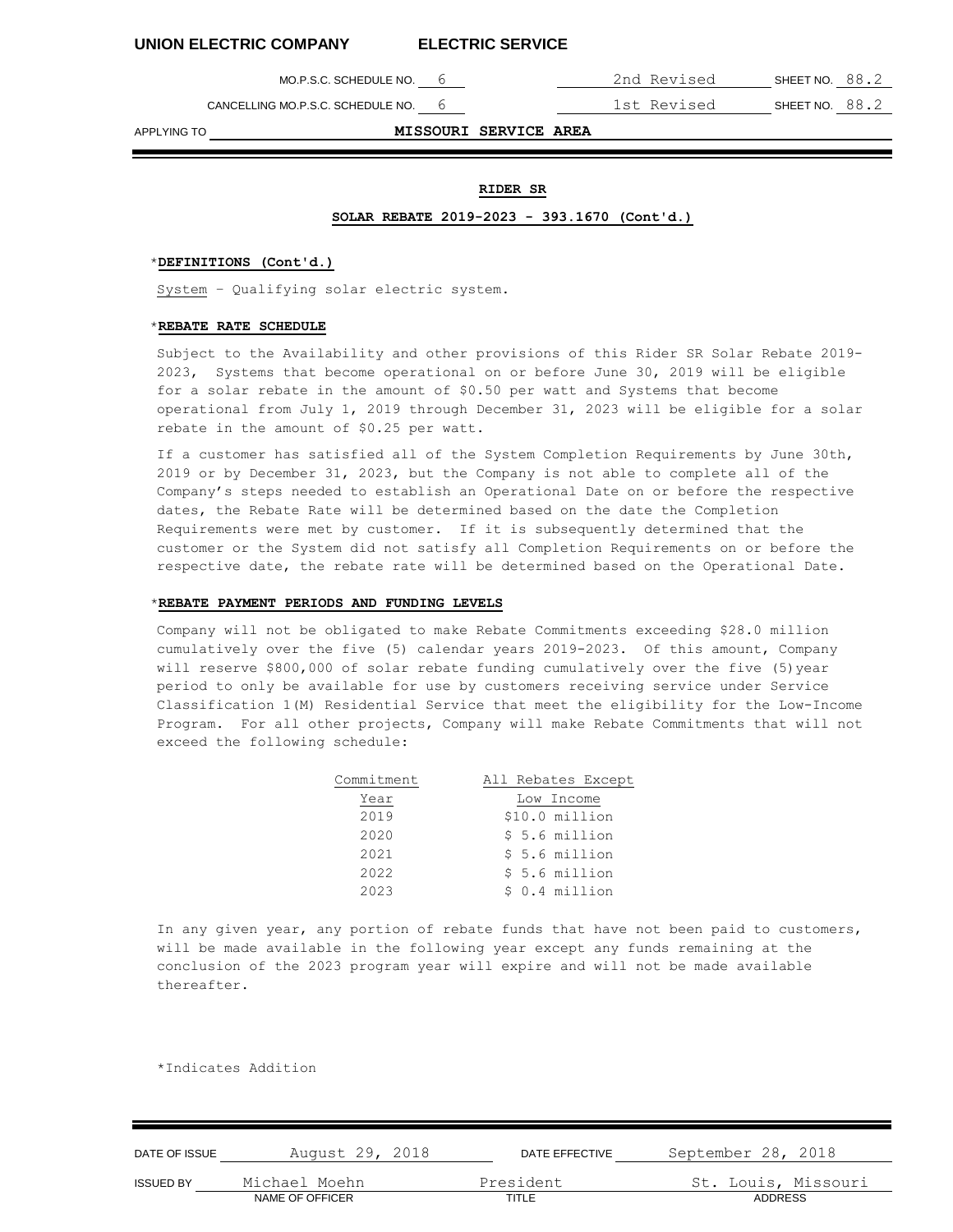**UNION ELECTRIC COMPANY ELECTRIC SERVICE**

MO.P.S.C. SCHEDULE NO. 6 — 2nd Revised — SHEET NO. 88.2

CANCELLING MO.P.S.C. SCHEDULE NO. 6 — 1st Revised — SHEET NO. 88.2

APPLYING TO **MISSOURI SERVICE AREA**

## RIDER SR

### SOLAR REBATE 2019-2023 - 393.1670 (Cont'd.)

*__DEFINITIONS (Cont'd.)__

System – Qualifying solar electric system.

*__REBATE RATE SCHEDULE__

Subject to the Availability and other provisions of this Rider SR Solar Rebate 2019-2023, Systems that become operational on or before June 30, 2019 will be eligible for a solar rebate in the amount of $0.50 per watt and Systems that become operational from July 1, 2019 through December 31, 2023 will be eligible for a solar rebate in the amount of $0.25 per watt.

If a customer has satisfied all of the System Completion Requirements by June 30th, 2019 or by December 31, 2023, but the Company is not able to complete all of the Company's steps needed to establish an Operational Date on or before the respective dates, the Rebate Rate will be determined based on the date the Completion Requirements were met by customer. If it is subsequently determined that the customer or the System did not satisfy all Completion Requirements on or before the respective date, the rebate rate will be determined based on the Operational Date.

*__REBATE PAYMENT PERIODS AND FUNDING LEVELS__

Company will not be obligated to make Rebate Commitments exceeding $28.0 million cumulatively over the five (5) calendar years 2019-2023. Of this amount, Company will reserve $800,000 of solar rebate funding cumulatively over the five (5) year period to only be available for use by customers receiving service under Service Classification 1(M) Residential Service that meet the eligibility for the Low-Income Program. For all other projects, Company will make Rebate Commitments that will not exceed the following schedule:

| Commitment Year | All Rebates Except Low Income |
|---|---|
| 2019 | $10.0 million |
| 2020 | $ 5.6 million |
| 2021 | $ 5.6 million |
| 2022 | $ 5.6 million |
| 2023 | $ 0.4 million |

In any given year, any portion of rebate funds that have not been paid to customers, will be made available in the following year except any funds remaining at the conclusion of the 2023 program year will expire and will not be made available thereafter.

*Indicates Addition

| DATE OF ISSUE | August 29, 2018 | DATE EFFECTIVE | September 28, 2018 |
|---|---|---|---|
| ISSUED BY | Michael Moehn (NAME OF OFFICER) | President (TITLE) | St. Louis, Missouri (ADDRESS) |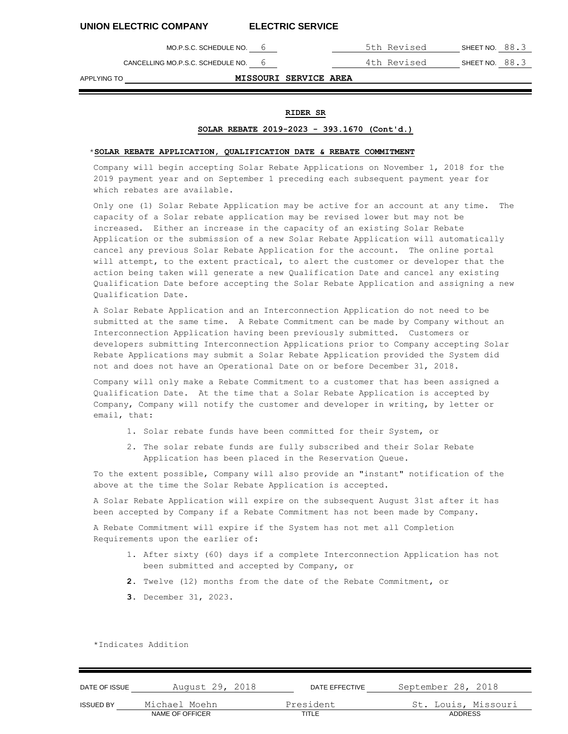**UNION ELECTRIC COMPANY ELECTRIC SERVICE**

| | | | |
|---|---|---|---|
| MO.P.S.C. SCHEDULE NO. 6 | | 5th Revised | SHEET NO. 88.3 |
| CANCELLING MO.P.S.C. SCHEDULE NO. 6 | | 4th Revised | SHEET NO. 88.3 |

APPLYING TO **MISSOURI SERVICE AREA**

**RIDER SR**

**SOLAR REBATE 2019-2023 - 393.1670 (Cont'd.)**

*\***SOLAR REBATE APPLICATION, QUALIFICATION DATE & REBATE COMMITMENT**

Company will begin accepting Solar Rebate Applications on November 1, 2018 for the 2019 payment year and on September 1 preceding each subsequent payment year for which rebates are available.

Only one (1) Solar Rebate Application may be active for an account at any time. The capacity of a Solar rebate application may be revised lower but may not be increased. Either an increase in the capacity of an existing Solar Rebate Application or the submission of a new Solar Rebate Application will automatically cancel any previous Solar Rebate Application for the account. The online portal will attempt, to the extent practical, to alert the customer or developer that the action being taken will generate a new Qualification Date and cancel any existing Qualification Date before accepting the Solar Rebate Application and assigning a new Qualification Date.

A Solar Rebate Application and an Interconnection Application do not need to be submitted at the same time. A Rebate Commitment can be made by Company without an Interconnection Application having been previously submitted. Customers or developers submitting Interconnection Applications prior to Company accepting Solar Rebate Applications may submit a Solar Rebate Application provided the System did not and does not have an Operational Date on or before December 31, 2018.

Company will only make a Rebate Commitment to a customer that has been assigned a Qualification Date. At the time that a Solar Rebate Application is accepted by Company, Company will notify the customer and developer in writing, by letter or email, that:

1. Solar rebate funds have been committed for their System, or
2. The solar rebate funds are fully subscribed and their Solar Rebate Application has been placed in the Reservation Queue.

To the extent possible, Company will also provide an "instant" notification of the above at the time the Solar Rebate Application is accepted.

A Solar Rebate Application will expire on the subsequent August 31st after it has been accepted by Company if a Rebate Commitment has not been made by Company.

A Rebate Commitment will expire if the System has not met all Completion Requirements upon the earlier of:

1. After sixty (60) days if a complete Interconnection Application has not been submitted and accepted by Company, or
2. Twelve (12) months from the date of the Rebate Commitment, or
3. December 31, 2023.

*Indicates Addition

| | | | |
|---|---|---|---|
| DATE OF ISSUE | August 29, 2018 | DATE EFFECTIVE | September 28, 2018 |
| ISSUED BY | Michael Moehn (NAME OF OFFICER) | President (TITLE) | St. Louis, Missouri (ADDRESS) |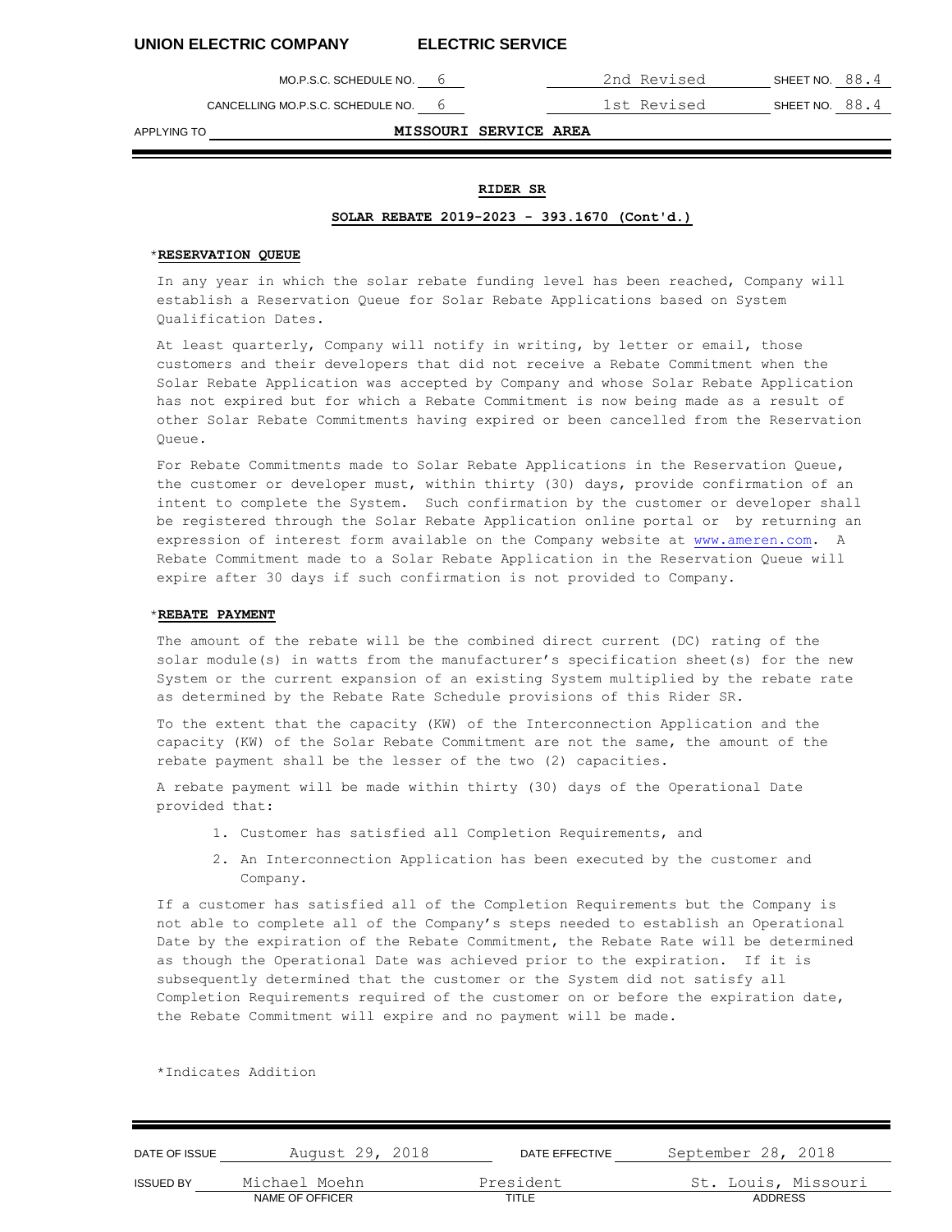UNION ELECTRIC COMPANY ELECTRIC SERVICE

MO.P.S.C. SCHEDULE NO. 6 — 2nd Revised — SHEET NO. 88.4

CANCELLING MO.P.S.C. SCHEDULE NO. 6 — 1st Revised — SHEET NO. 88.4

APPLYING TO **MISSOURI SERVICE AREA**

**RIDER SR**

**SOLAR REBATE 2019-2023 - 393.1670 (Cont'd.)**

*__RESERVATION QUEUE__

In any year in which the solar rebate funding level has been reached, Company will establish a Reservation Queue for Solar Rebate Applications based on System Qualification Dates.

At least quarterly, Company will notify in writing, by letter or email, those customers and their developers that did not receive a Rebate Commitment when the Solar Rebate Application was accepted by Company and whose Solar Rebate Application has not expired but for which a Rebate Commitment is now being made as a result of other Solar Rebate Commitments having expired or been cancelled from the Reservation Queue.

For Rebate Commitments made to Solar Rebate Applications in the Reservation Queue, the customer or developer must, within thirty (30) days, provide confirmation of an intent to complete the System. Such confirmation by the customer or developer shall be registered through the Solar Rebate Application online portal or by returning an expression of interest form available on the Company website at www.ameren.com. A Rebate Commitment made to a Solar Rebate Application in the Reservation Queue will expire after 30 days if such confirmation is not provided to Company.

*__REBATE PAYMENT__

The amount of the rebate will be the combined direct current (DC) rating of the solar module(s) in watts from the manufacturer's specification sheet(s) for the new System or the current expansion of an existing System multiplied by the rebate rate as determined by the Rebate Rate Schedule provisions of this Rider SR.

To the extent that the capacity (KW) of the Interconnection Application and the capacity (KW) of the Solar Rebate Commitment are not the same, the amount of the rebate payment shall be the lesser of the two (2) capacities.

A rebate payment will be made within thirty (30) days of the Operational Date provided that:

1. Customer has satisfied all Completion Requirements, and
2. An Interconnection Application has been executed by the customer and Company.

If a customer has satisfied all of the Completion Requirements but the Company is not able to complete all of the Company's steps needed to establish an Operational Date by the expiration of the Rebate Commitment, the Rebate Rate will be determined as though the Operational Date was achieved prior to the expiration. If it is subsequently determined that the customer or the System did not satisfy all Completion Requirements required of the customer on or before the expiration date, the Rebate Commitment will expire and no payment will be made.

*Indicates Addition

| DATE OF ISSUE | August 29, 2018 | DATE EFFECTIVE | September 28, 2018 |
|---|---|---|---|
| ISSUED BY | Michael Moehn (NAME OF OFFICER) | President (TITLE) | St. Louis, Missouri (ADDRESS) |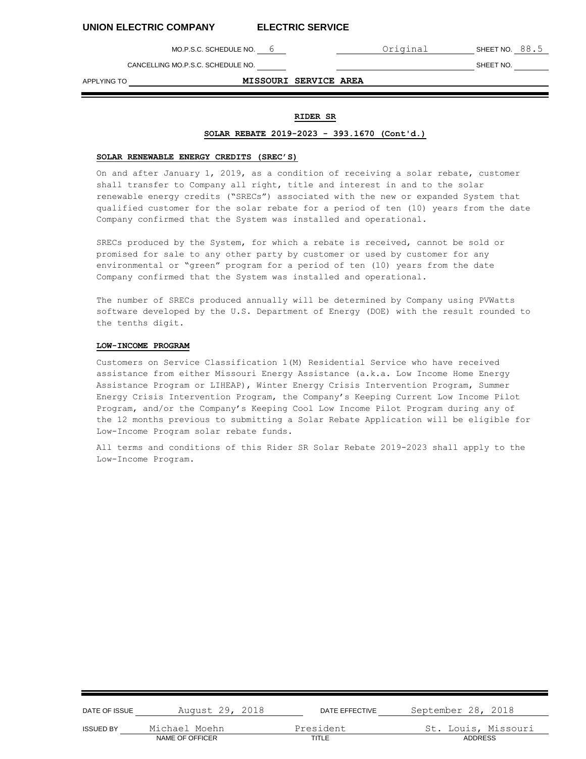**UNION ELECTRIC COMPANY ELECTRIC SERVICE**

MO.P.S.C. SCHEDULE NO. 6 Original SHEET NO. 88.5

CANCELLING MO.P.S.C. SCHEDULE NO. SHEET NO.

APPLYING TO **MISSOURI SERVICE AREA**

**RIDER SR**

**SOLAR REBATE 2019-2023 - 393.1670 (Cont'd.)**

**SOLAR RENEWABLE ENERGY CREDITS (SREC'S)**

On and after January 1, 2019, as a condition of receiving a solar rebate, customer shall transfer to Company all right, title and interest in and to the solar renewable energy credits ("SRECs") associated with the new or expanded System that qualified customer for the solar rebate for a period of ten (10) years from the date Company confirmed that the System was installed and operational.

SRECs produced by the System, for which a rebate is received, cannot be sold or promised for sale to any other party by customer or used by customer for any environmental or "green" program for a period of ten (10) years from the date Company confirmed that the System was installed and operational.

The number of SRECs produced annually will be determined by Company using PVWatts software developed by the U.S. Department of Energy (DOE) with the result rounded to the tenths digit.

**LOW-INCOME PROGRAM**

Customers on Service Classification 1(M) Residential Service who have received assistance from either Missouri Energy Assistance (a.k.a. Low Income Home Energy Assistance Program or LIHEAP), Winter Energy Crisis Intervention Program, Summer Energy Crisis Intervention Program, the Company's Keeping Current Low Income Pilot Program, and/or the Company's Keeping Cool Low Income Pilot Program during any of the 12 months previous to submitting a Solar Rebate Application will be eligible for Low-Income Program solar rebate funds.

All terms and conditions of this Rider SR Solar Rebate 2019-2023 shall apply to the Low-Income Program.

| DATE OF ISSUE | August 29, 2018 | DATE EFFECTIVE | September 28, 2018 |
|---|---|---|---|
| ISSUED BY | Michael Moehn<br>NAME OF OFFICER | President<br>TITLE | St. Louis, Missouri<br>ADDRESS |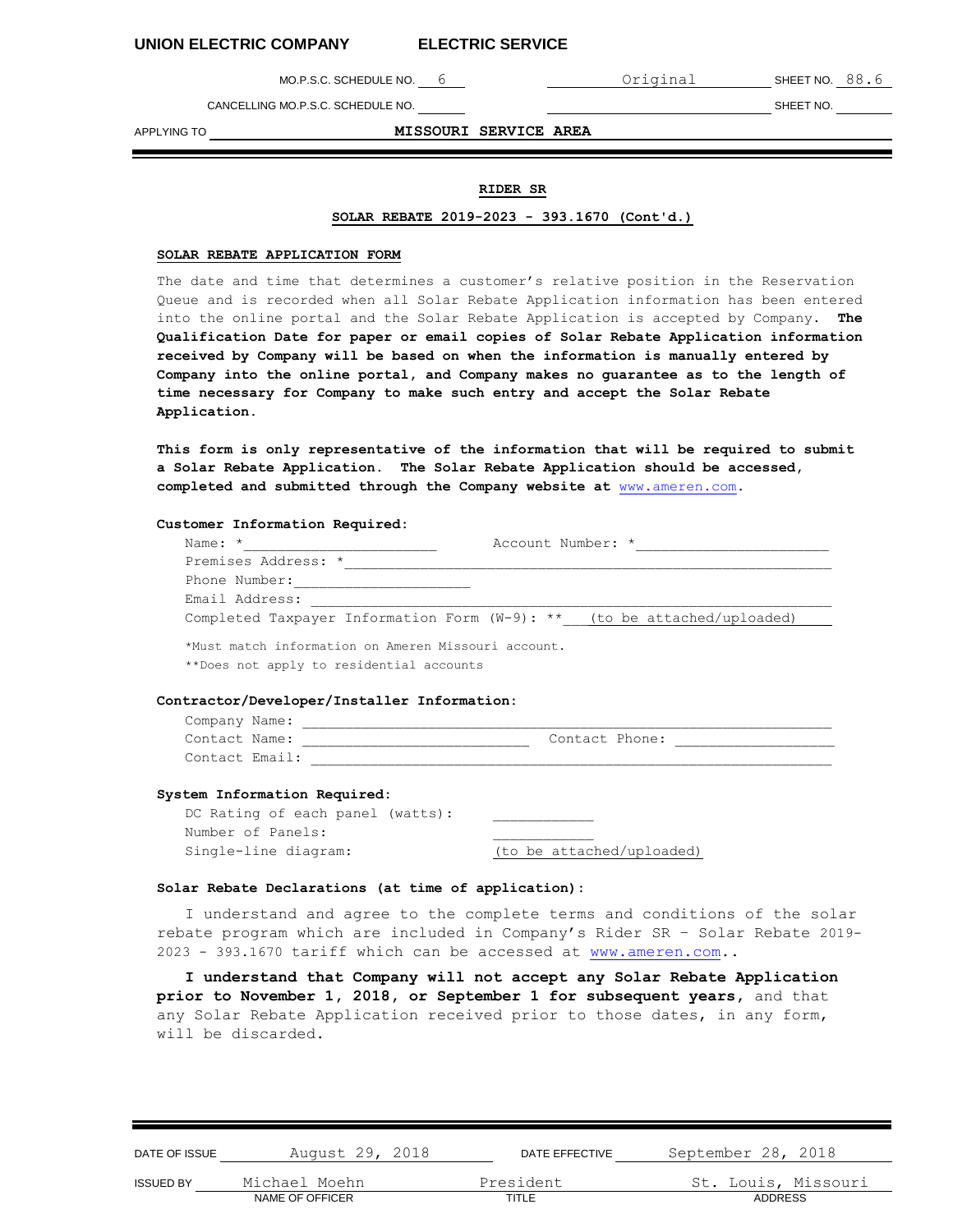**RIDER SR**

**SOLAR REBATE 2019-2023 - 393.1670 (Cont'd.)**

**SOLAR REBATE APPLICATION FORM**

The date and time that determines a customer's relative position in the Reservation Queue and is recorded when all Solar Rebate Application information has been entered into the online portal and the Solar Rebate Application is accepted by Company. **The Qualification Date for paper or email copies of Solar Rebate Application information received by Company will be based on when the information is manually entered by Company into the online portal, and Company makes no guarantee as to the length of time necessary for Company to make such entry and accept the Solar Rebate Application.**

**This form is only representative of the information that will be required to submit a Solar Rebate Application. The Solar Rebate Application should be accessed, completed and submitted through the Company website at** www.ameren.com.

**Customer Information Required:**

Name: *______________________ Account Number: *______________________

Premises Address: *________________________________________________________

Phone Number:____________________

Email Address: ____________________________________________________________

Completed Taxpayer Information Form (W-9): ** (to be attached/uploaded)

*Must match information on Ameren Missouri account.

**Does not apply to residential accounts

**Contractor/Developer/Installer Information:**

Company Name: _____________________________________________________________

Contact Name: _________________________ Contact Phone: __________________

Contact Email: ____________________________________________________________

**System Information Required:**

DC Rating of each panel (watts): ____________

Number of Panels: ____________

Single-line diagram: (to be attached/uploaded)

**Solar Rebate Declarations (at time of application):**

I understand and agree to the complete terms and conditions of the solar rebate program which are included in Company's Rider SR – Solar Rebate 2019-2023 - 393.1670 tariff which can be accessed at www.ameren.com..

**I understand that Company will not accept any Solar Rebate Application prior to November 1, 2018, or September 1 for subsequent years,** and that any Solar Rebate Application received prior to those dates, in any form, will be discarded.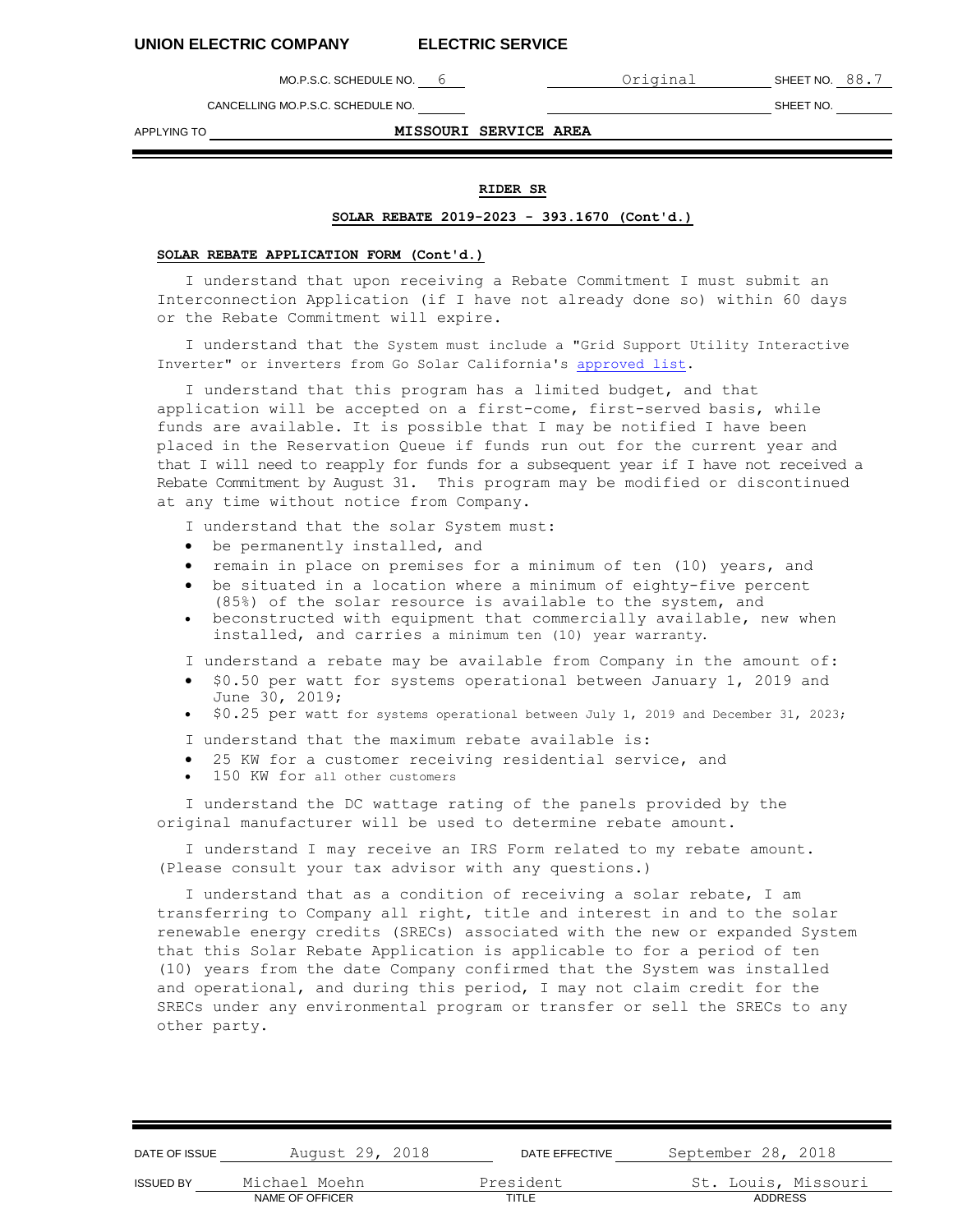**RIDER SR**

**SOLAR REBATE 2019-2023 - 393.1670 (Cont'd.)**

**SOLAR REBATE APPLICATION FORM (Cont'd.)**

I understand that upon receiving a Rebate Commitment I must submit an Interconnection Application (if I have not already done so) within 60 days or the Rebate Commitment will expire.

I understand that the System must include a "Grid Support Utility Interactive Inverter" or inverters from Go Solar California's approved list.

I understand that this program has a limited budget, and that application will be accepted on a first-come, first-served basis, while funds are available. It is possible that I may be notified I have been placed in the Reservation Queue if funds run out for the current year and that I will need to reapply for funds for a subsequent year if I have not received a Rebate Commitment by August 31. This program may be modified or discontinued at any time without notice from Company.

I understand that the solar System must:

- be permanently installed, and
- remain in place on premises for a minimum of ten (10) years, and
- be situated in a location where a minimum of eighty-five percent (85%) of the solar resource is available to the system, and
- beconstructed with equipment that commercially available, new when installed, and carries a minimum ten (10) year warranty.

I understand a rebate may be available from Company in the amount of:

- $0.50 per watt for systems operational between January 1, 2019 and June 30, 2019;
- $0.25 per watt for systems operational between July 1, 2019 and December 31, 2023;

I understand that the maximum rebate available is:

- 25 KW for a customer receiving residential service, and
- 150 KW for all other customers

I understand the DC wattage rating of the panels provided by the original manufacturer will be used to determine rebate amount.

I understand I may receive an IRS Form related to my rebate amount. (Please consult your tax advisor with any questions.)

I understand that as a condition of receiving a solar rebate, I am transferring to Company all right, title and interest in and to the solar renewable energy credits (SRECs) associated with the new or expanded System that this Solar Rebate Application is applicable to for a period of ten (10) years from the date Company confirmed that the System was installed and operational, and during this period, I may not claim credit for the SRECs under any environmental program or transfer or sell the SRECs to any other party.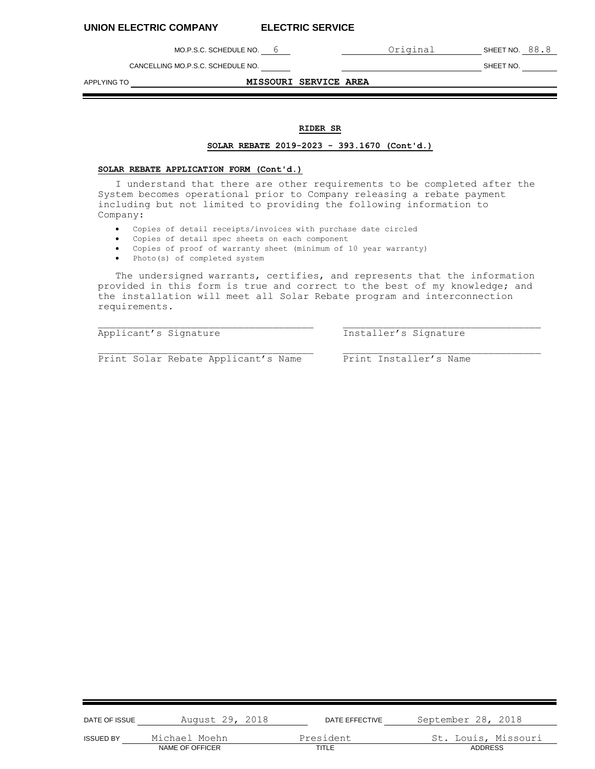UNION ELECTRIC COMPANY ELECTRIC SERVICE

MO.P.S.C. SCHEDULE NO. 6 Original SHEET NO. 88.8

CANCELLING MO.P.S.C. SCHEDULE NO. SHEET NO.

APPLYING TO **MISSOURI SERVICE AREA**

## RIDER SR

### SOLAR REBATE 2019-2023 - 393.1670 (Cont'd.)

**SOLAR REBATE APPLICATION FORM (Cont'd.)**

I understand that there are other requirements to be completed after the System becomes operational prior to Company releasing a rebate payment including but not limited to providing the following information to Company:

- Copies of detail receipts/invoices with purchase date circled
- Copies of detail spec sheets on each component
- Copies of proof of warranty sheet (minimum of 10 year warranty)
- Photo(s) of completed system

The undersigned warrants, certifies, and represents that the information provided in this form is true and correct to the best of my knowledge; and the installation will meet all Solar Rebate program and interconnection requirements.

| ______________________________ | ______________________________ |
|---|---|
| Applicant's Signature | Installer's Signature |
| ______________________________ | ______________________________ |
| Print Solar Rebate Applicant's Name | Print Installer's Name |

DATE OF ISSUE August 29, 2018 DATE EFFECTIVE September 28, 2018

ISSUED BY Michael Moehn (NAME OF OFFICER) President (TITLE) St. Louis, Missouri (ADDRESS)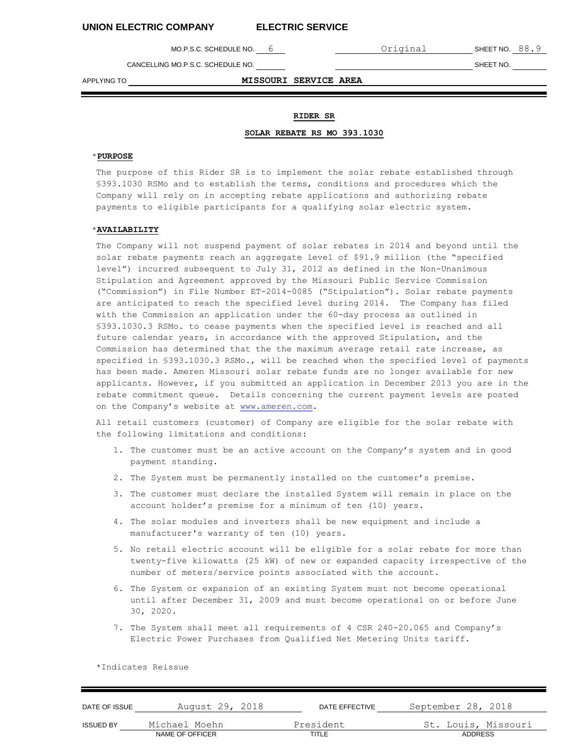UNION ELECTRIC COMPANY ELECTRIC SERVICE

MO.P.S.C. SCHEDULE NO. 6 Original SHEET NO. 88.9

CANCELLING MO.P.S.C. SCHEDULE NO. SHEET NO.

APPLYING TO MISSOURI SERVICE AREA

## RIDER SR

## SOLAR REBATE RS MO 393.1030

### *PURPOSE

The purpose of this Rider SR is to implement the solar rebate established through §393.1030 RSMo and to establish the terms, conditions and procedures which the Company will rely on in accepting rebate applications and authorizing rebate payments to eligible participants for a qualifying solar electric system.

### *AVAILABILITY

The Company will not suspend payment of solar rebates in 2014 and beyond until the solar rebate payments reach an aggregate level of $91.9 million (the "specified level") incurred subsequent to July 31, 2012 as defined in the Non-Unanimous Stipulation and Agreement approved by the Missouri Public Service Commission ("Commission") in File Number ET-2014-0085 ("Stipulation"). Solar rebate payments are anticipated to reach the specified level during 2014. The Company has filed with the Commission an application under the 60-day process as outlined in §393.1030.3 RSMo. to cease payments when the specified level is reached and all future calendar years, in accordance with the approved Stipulation, and the Commission has determined that the the maximum average retail rate increase, as specified in §393.1030.3 RSMo., will be reached when the specified level of payments has been made. Ameren Missouri solar rebate funds are no longer available for new applicants. However, if you submitted an application in December 2013 you are in the rebate commitment queue. Details concerning the current payment levels are posted on the Company's website at www.ameren.com.

All retail customers (customer) of Company are eligible for the solar rebate with the following limitations and conditions:

1. The customer must be an active account on the Company's system and in good payment standing.
2. The System must be permanently installed on the customer's premise.
3. The customer must declare the installed System will remain in place on the account holder's premise for a minimum of ten (10) years.
4. The solar modules and inverters shall be new equipment and include a manufacturer's warranty of ten (10) years.
5. No retail electric account will be eligible for a solar rebate for more than twenty-five kilowatts (25 kW) of new or expanded capacity irrespective of the number of meters/service points associated with the account.
6. The System or expansion of an existing System must not become operational until after December 31, 2009 and must become operational on or before June 30, 2020.
7. The System shall meet all requirements of 4 CSR 240-20.065 and Company's Electric Power Purchases from Qualified Net Metering Units tariff.

*Indicates Reissue

DATE OF ISSUE August 29, 2018 DATE EFFECTIVE September 28, 2018

ISSUED BY Michael Moehn (NAME OF OFFICER) President (TITLE) St. Louis, Missouri (ADDRESS)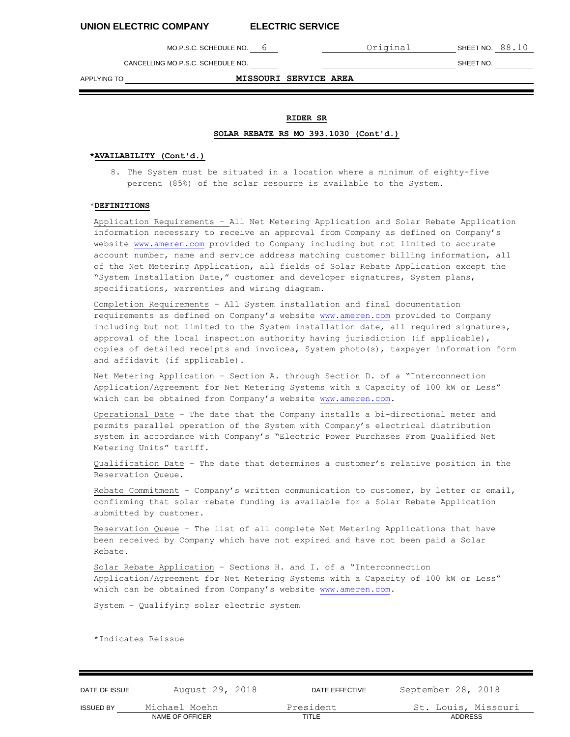## RIDER SR

### SOLAR REBATE RS MO 393.1030 (Cont'd.)

**\*AVAILABILITY (Cont'd.)**

8. The System must be situated in a location where a minimum of eighty-five percent (85%) of the solar resource is available to the System.

\***DEFINITIONS**

Application Requirements – All Net Metering Application and Solar Rebate Application information necessary to receive an approval from Company as defined on Company's website www.ameren.com provided to Company including but not limited to accurate account number, name and service address matching customer billing information, all of the Net Metering Application, all fields of Solar Rebate Application except the "System Installation Date," customer and developer signatures, System plans, specifications, warrenties and wiring diagram.

Completion Requirements – All System installation and final documentation requirements as defined on Company's website www.ameren.com provided to Company including but not limited to the System installation date, all required signatures, approval of the local inspection authority having jurisdiction (if applicable), copies of detailed receipts and invoices, System photo(s), taxpayer information form and affidavit (if applicable).

Net Metering Application – Section A. through Section D. of a "Interconnection Application/Agreement for Net Metering Systems with a Capacity of 100 kW or Less" which can be obtained from Company's website www.ameren.com.

Operational Date – The date that the Company installs a bi-directional meter and permits parallel operation of the System with Company's electrical distribution system in accordance with Company's "Electric Power Purchases From Qualified Net Metering Units" tariff.

Qualification Date – The date that determines a customer's relative position in the Reservation Queue.

Rebate Commitment – Company's written communication to customer, by letter or email, confirming that solar rebate funding is available for a Solar Rebate Application submitted by customer.

Reservation Queue – The list of all complete Net Metering Applications that have been received by Company which have not expired and have not been paid a Solar Rebate.

Solar Rebate Application – Sections H. and I. of a "Interconnection Application/Agreement for Net Metering Systems with a Capacity of 100 kW or Less" which can be obtained from Company's website www.ameren.com.

System – Qualifying solar electric system

\*Indicates Reissue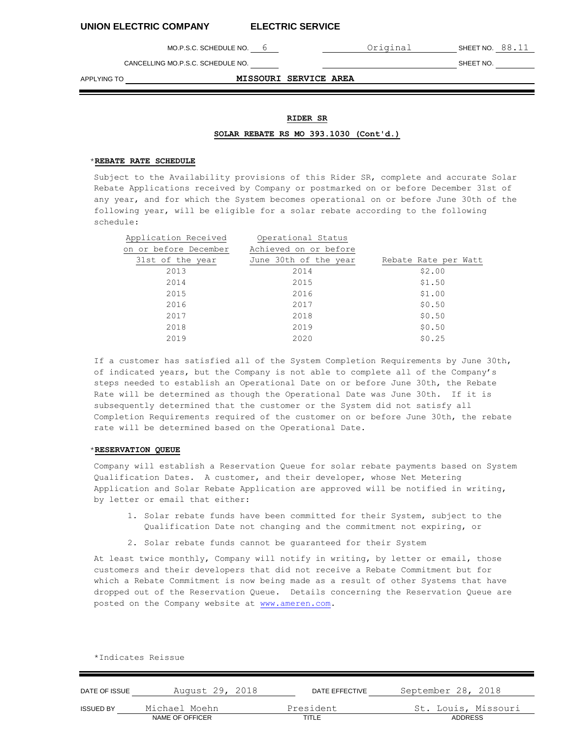UNION ELECTRIC COMPANY ELECTRIC SERVICE

MO.P.S.C. SCHEDULE NO. 6 Original SHEET NO. 88.11

CANCELLING MO.P.S.C. SCHEDULE NO. SHEET NO.

APPLYING TO MISSOURI SERVICE AREA

## RIDER SR

### SOLAR REBATE RS MO 393.1030 (Cont'd.)

*__REBATE RATE SCHEDULE__

Subject to the Availability provisions of this Rider SR, complete and accurate Solar Rebate Applications received by Company or postmarked on or before December 31st of any year, and for which the System becomes operational on or before June 30th of the following year, will be eligible for a solar rebate according to the following schedule:

| Application Received on or before December 31st of the year | Operational Status Achieved on or before June 30th of the year | Rebate Rate per Watt |
|---|---|---|
| 2013 | 2014 | $2.00 |
| 2014 | 2015 | $1.50 |
| 2015 | 2016 | $1.00 |
| 2016 | 2017 | $0.50 |
| 2017 | 2018 | $0.50 |
| 2018 | 2019 | $0.50 |
| 2019 | 2020 | $0.25 |

If a customer has satisfied all of the System Completion Requirements by June 30th, of indicated years, but the Company is not able to complete all of the Company's steps needed to establish an Operational Date on or before June 30th, the Rebate Rate will be determined as though the Operational Date was June 30th. If it is subsequently determined that the customer or the System did not satisfy all Completion Requirements required of the customer on or before June 30th, the rebate rate will be determined based on the Operational Date.

*__RESERVATION QUEUE__

Company will establish a Reservation Queue for solar rebate payments based on System Qualification Dates. A customer, and their developer, whose Net Metering Application and Solar Rebate Application are approved will be notified in writing, by letter or email that either:

1. Solar rebate funds have been committed for their System, subject to the Qualification Date not changing and the commitment not expiring, or
2. Solar rebate funds cannot be guaranteed for their System

At least twice monthly, Company will notify in writing, by letter or email, those customers and their developers that did not receive a Rebate Commitment but for which a Rebate Commitment is now being made as a result of other Systems that have dropped out of the Reservation Queue. Details concerning the Reservation Queue are posted on the Company website at www.ameren.com.

*Indicates Reissue

| DATE OF ISSUE | August 29, 2018 | DATE EFFECTIVE | September 28, 2018 |
|---|---|---|---|
| ISSUED BY | Michael Moehn | President | St. Louis, Missouri |
| | NAME OF OFFICER | TITLE | ADDRESS |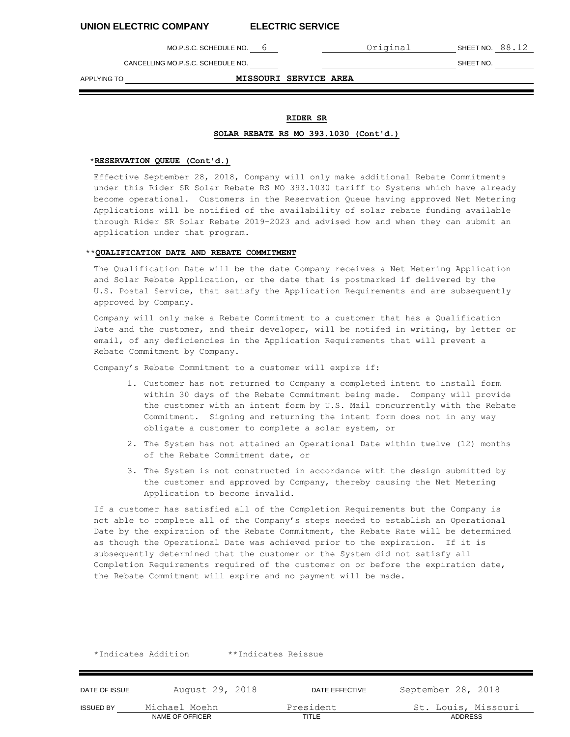UNION ELECTRIC COMPANY ELECTRIC SERVICE

MO.P.S.C. SCHEDULE NO. 6 Original SHEET NO. 88.12

CANCELLING MO.P.S.C. SCHEDULE NO. SHEET NO.

APPLYING TO MISSOURI SERVICE AREA

**RIDER SR**

**SOLAR REBATE RS MO 393.1030 (Cont'd.)**

*__RESERVATION QUEUE (Cont'd.)__

Effective September 28, 2018, Company will only make additional Rebate Commitments under this Rider SR Solar Rebate RS MO 393.1030 tariff to Systems which have already become operational. Customers in the Reservation Queue having approved Net Metering Applications will be notified of the availability of solar rebate funding available through Rider SR Solar Rebate 2019-2023 and advised how and when they can submit an application under that program.

**__QUALIFICATION DATE AND REBATE COMMITMENT__

The Qualification Date will be the date Company receives a Net Metering Application and Solar Rebate Application, or the date that is postmarked if delivered by the U.S. Postal Service, that satisfy the Application Requirements and are subsequently approved by Company.

Company will only make a Rebate Commitment to a customer that has a Qualification Date and the customer, and their developer, will be notifed in writing, by letter or email, of any deficiencies in the Application Requirements that will prevent a Rebate Commitment by Company.

Company's Rebate Commitment to a customer will expire if:

1. Customer has not returned to Company a completed intent to install form within 30 days of the Rebate Commitment being made. Company will provide the customer with an intent form by U.S. Mail concurrently with the Rebate Commitment. Signing and returning the intent form does not in any way obligate a customer to complete a solar system, or
2. The System has not attained an Operational Date within twelve (12) months of the Rebate Commitment date, or
3. The System is not constructed in accordance with the design submitted by the customer and approved by Company, thereby causing the Net Metering Application to become invalid.

If a customer has satisfied all of the Completion Requirements but the Company is not able to complete all of the Company's steps needed to establish an Operational Date by the expiration of the Rebate Commitment, the Rebate Rate will be determined as though the Operational Date was achieved prior to the expiration. If it is subsequently determined that the customer or the System did not satisfy all Completion Requirements required of the customer on or before the expiration date, the Rebate Commitment will expire and no payment will be made.

*Indicates Addition **Indicates Reissue

| DATE OF ISSUE | August 29, 2018 | DATE EFFECTIVE | September 28, 2018 |
|---|---|---|---|
| ISSUED BY | Michael Moehn | President | St. Louis, Missouri |
| | NAME OF OFFICER | TITLE | ADDRESS |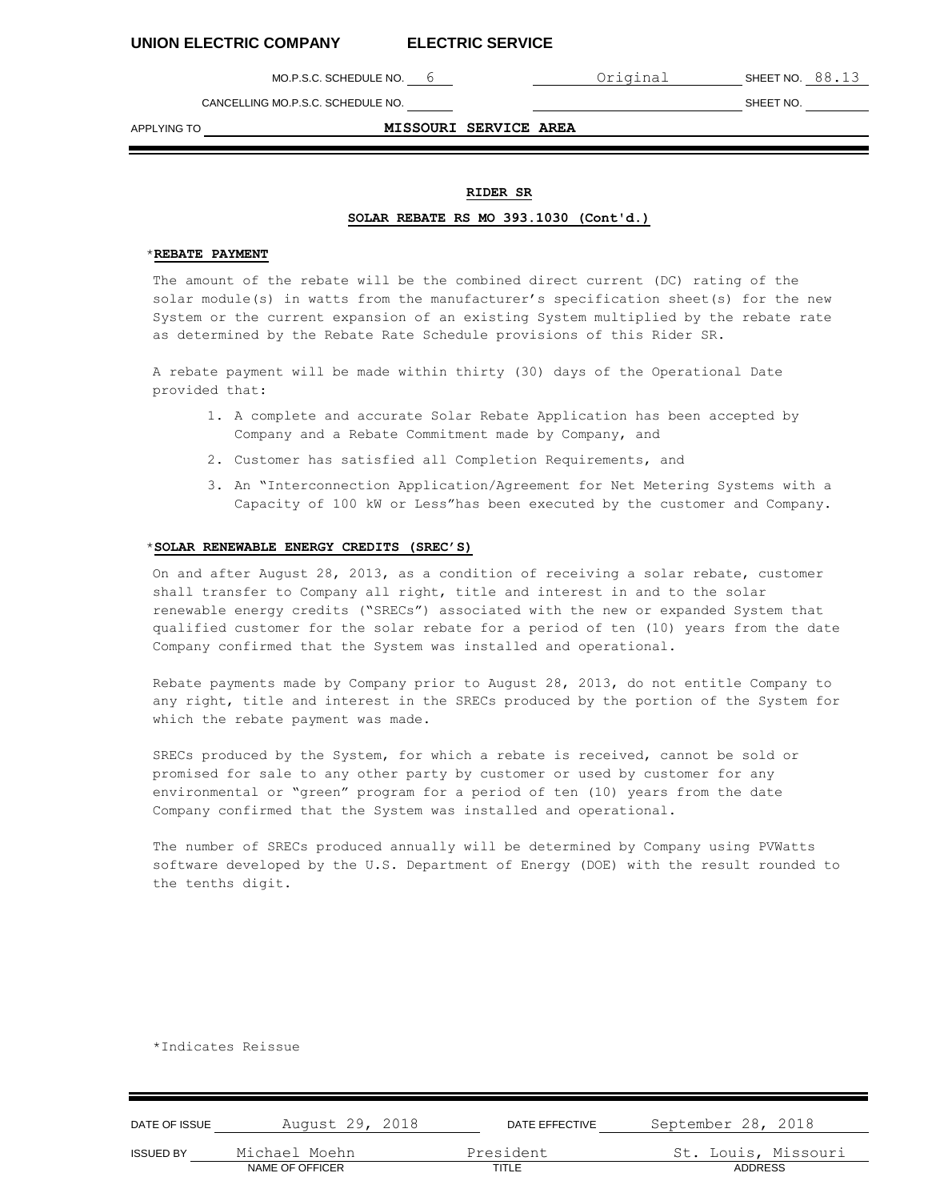**UNION ELECTRIC COMPANY ELECTRIC SERVICE**

MO.P.S.C. SCHEDULE NO. 6 Original SHEET NO. 88.13

CANCELLING MO.P.S.C. SCHEDULE NO. SHEET NO.

APPLYING TO **MISSOURI SERVICE AREA**

## RIDER SR

### SOLAR REBATE RS MO 393.1030 (Cont'd.)

*__REBATE PAYMENT__

The amount of the rebate will be the combined direct current (DC) rating of the solar module(s) in watts from the manufacturer's specification sheet(s) for the new System or the current expansion of an existing System multiplied by the rebate rate as determined by the Rebate Rate Schedule provisions of this Rider SR.

A rebate payment will be made within thirty (30) days of the Operational Date provided that:

1. A complete and accurate Solar Rebate Application has been accepted by Company and a Rebate Commitment made by Company, and
2. Customer has satisfied all Completion Requirements, and
3. An "Interconnection Application/Agreement for Net Metering Systems with a Capacity of 100 kW or Less"has been executed by the customer and Company.

*__SOLAR RENEWABLE ENERGY CREDITS (SREC'S)__

On and after August 28, 2013, as a condition of receiving a solar rebate, customer shall transfer to Company all right, title and interest in and to the solar renewable energy credits ("SRECs") associated with the new or expanded System that qualified customer for the solar rebate for a period of ten (10) years from the date Company confirmed that the System was installed and operational.

Rebate payments made by Company prior to August 28, 2013, do not entitle Company to any right, title and interest in the SRECs produced by the portion of the System for which the rebate payment was made.

SRECs produced by the System, for which a rebate is received, cannot be sold or promised for sale to any other party by customer or used by customer for any environmental or "green" program for a period of ten (10) years from the date Company confirmed that the System was installed and operational.

The number of SRECs produced annually will be determined by Company using PVWatts software developed by the U.S. Department of Energy (DOE) with the result rounded to the tenths digit.

*Indicates Reissue

| | | | |
|---|---|---|---|
| DATE OF ISSUE | August 29, 2018 | DATE EFFECTIVE | September 28, 2018 |
| ISSUED BY | Michael Moehn | President | St. Louis, Missouri |
| | NAME OF OFFICER | TITLE | ADDRESS |